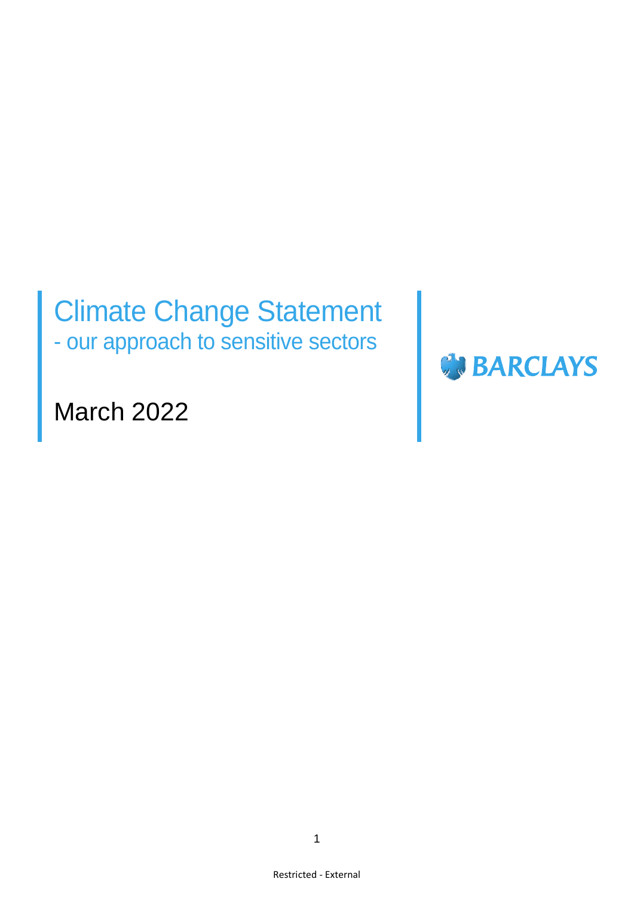# Climate Change Statement

## - our approach to sensitive sectors

March 2022

BARCLAYS

Restricted - External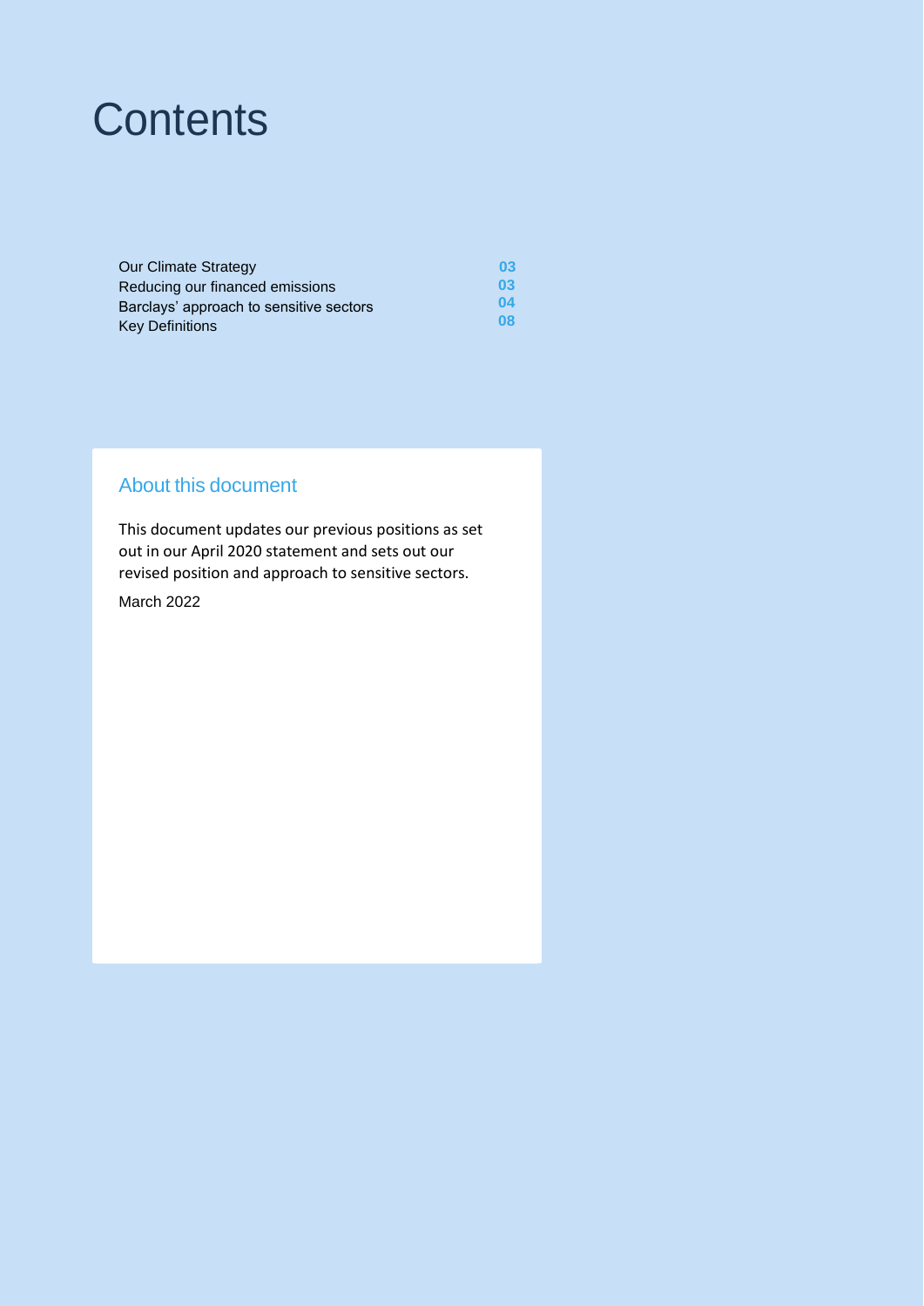# Contents

| | |
|---|---|
| Our Climate Strategy | 03 |
| Reducing our financed emissions | 03 |
| Barclays' approach to sensitive sectors | 04 |
| Key Definitions | 08 |

## About this document

This document updates our previous positions as set out in our April 2020 statement and sets out our revised position and approach to sensitive sectors.

March 2022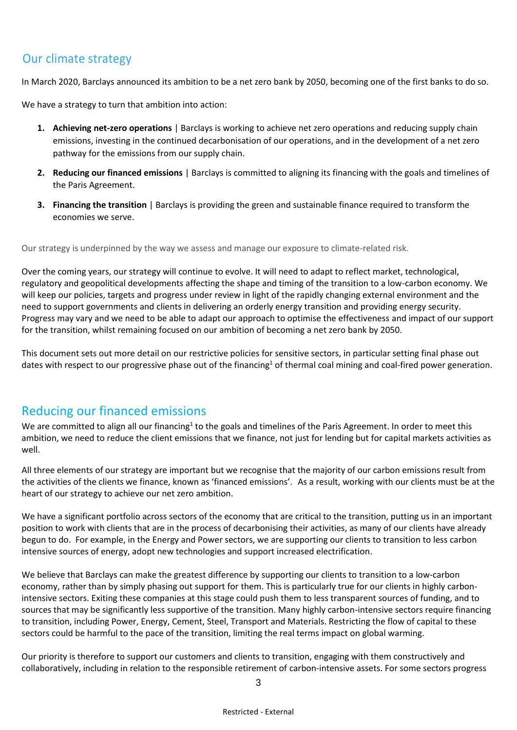## Our climate strategy

In March 2020, Barclays announced its ambition to be a net zero bank by 2050, becoming one of the first banks to do so.

We have a strategy to turn that ambition into action:

1. **Achieving net-zero operations** | Barclays is working to achieve net zero operations and reducing supply chain emissions, investing in the continued decarbonisation of our operations, and in the development of a net zero pathway for the emissions from our supply chain.
2. **Reducing our financed emissions** | Barclays is committed to aligning its financing with the goals and timelines of the Paris Agreement.
3. **Financing the transition** | Barclays is providing the green and sustainable finance required to transform the economies we serve.

Our strategy is underpinned by the way we assess and manage our exposure to climate-related risk.

Over the coming years, our strategy will continue to evolve. It will need to adapt to reflect market, technological, regulatory and geopolitical developments affecting the shape and timing of the transition to a low-carbon economy. We will keep our policies, targets and progress under review in light of the rapidly changing external environment and the need to support governments and clients in delivering an orderly energy transition and providing energy security. Progress may vary and we need to be able to adapt our approach to optimise the effectiveness and impact of our support for the transition, whilst remaining focused on our ambition of becoming a net zero bank by 2050.

This document sets out more detail on our restrictive policies for sensitive sectors, in particular setting final phase out dates with respect to our progressive phase out of the financing[1] of thermal coal mining and coal-fired power generation.

## Reducing our financed emissions

We are committed to align all our financing[1] to the goals and timelines of the Paris Agreement. In order to meet this ambition, we need to reduce the client emissions that we finance, not just for lending but for capital markets activities as well.

All three elements of our strategy are important but we recognise that the majority of our carbon emissions result from the activities of the clients we finance, known as 'financed emissions'. As a result, working with our clients must be at the heart of our strategy to achieve our net zero ambition.

We have a significant portfolio across sectors of the economy that are critical to the transition, putting us in an important position to work with clients that are in the process of decarbonising their activities, as many of our clients have already begun to do. For example, in the Energy and Power sectors, we are supporting our clients to transition to less carbon intensive sources of energy, adopt new technologies and support increased electrification.

We believe that Barclays can make the greatest difference by supporting our clients to transition to a low-carbon economy, rather than by simply phasing out support for them. This is particularly true for our clients in highly carbon-intensive sectors. Exiting these companies at this stage could push them to less transparent sources of funding, and to sources that may be significantly less supportive of the transition. Many highly carbon-intensive sectors require financing to transition, including Power, Energy, Cement, Steel, Transport and Materials. Restricting the flow of capital to these sectors could be harmful to the pace of the transition, limiting the real terms impact on global warming.

Our priority is therefore to support our customers and clients to transition, engaging with them constructively and collaboratively, including in relation to the responsible retirement of carbon-intensive assets. For some sectors progress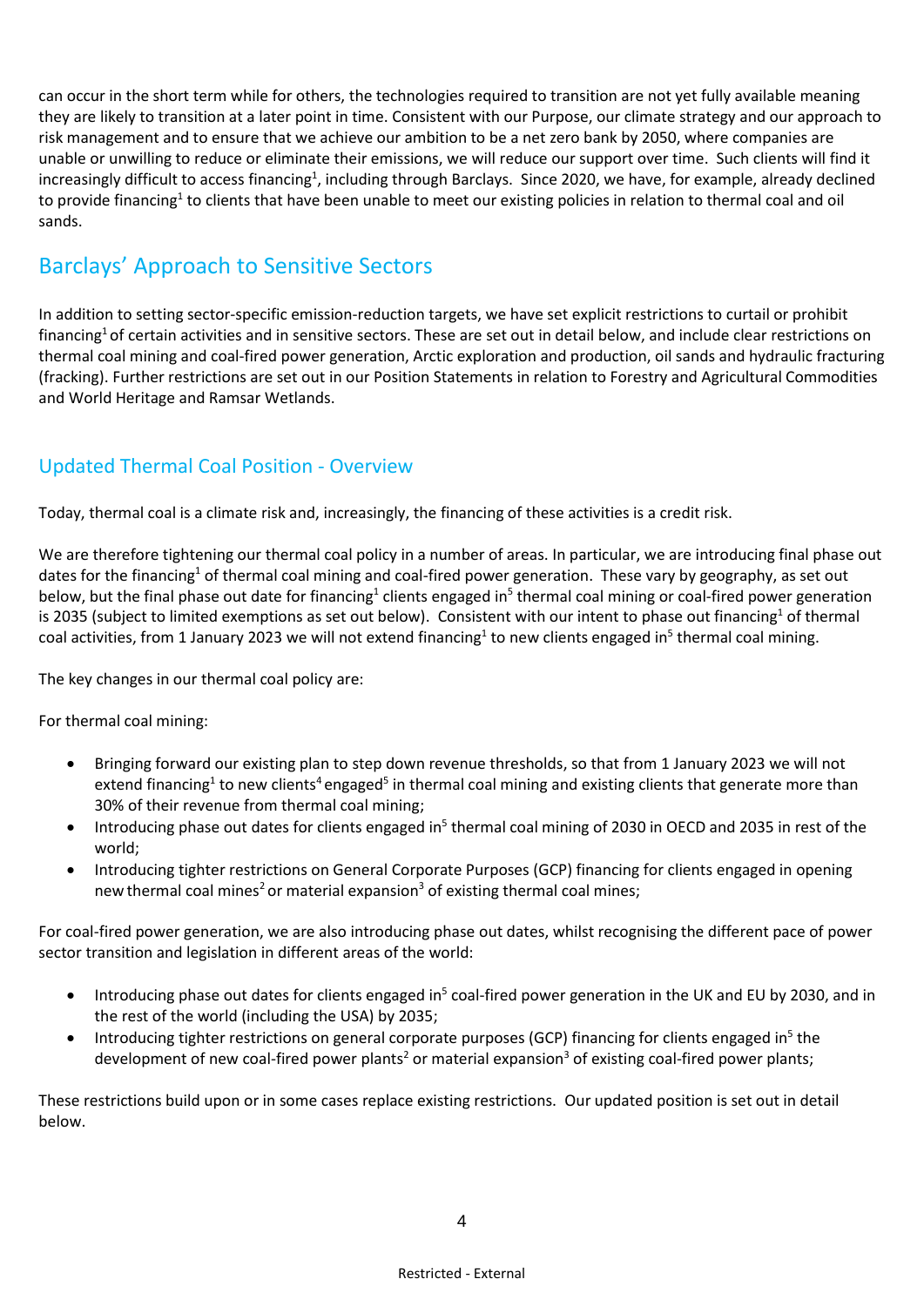can occur in the short term while for others, the technologies required to transition are not yet fully available meaning they are likely to transition at a later point in time. Consistent with our Purpose, our climate strategy and our approach to risk management and to ensure that we achieve our ambition to be a net zero bank by 2050, where companies are unable or unwilling to reduce or eliminate their emissions, we will reduce our support over time. Such clients will find it increasingly difficult to access financing[1], including through Barclays. Since 2020, we have, for example, already declined to provide financing[1] to clients that have been unable to meet our existing policies in relation to thermal coal and oil sands.

## Barclays' Approach to Sensitive Sectors

In addition to setting sector-specific emission-reduction targets, we have set explicit restrictions to curtail or prohibit financing[1] of certain activities and in sensitive sectors. These are set out in detail below, and include clear restrictions on thermal coal mining and coal-fired power generation, Arctic exploration and production, oil sands and hydraulic fracturing (fracking). Further restrictions are set out in our Position Statements in relation to Forestry and Agricultural Commodities and World Heritage and Ramsar Wetlands.

### Updated Thermal Coal Position - Overview

Today, thermal coal is a climate risk and, increasingly, the financing of these activities is a credit risk.

We are therefore tightening our thermal coal policy in a number of areas. In particular, we are introducing final phase out dates for the financing[1] of thermal coal mining and coal-fired power generation. These vary by geography, as set out below, but the final phase out date for financing[1] clients engaged in[5] thermal coal mining or coal-fired power generation is 2035 (subject to limited exemptions as set out below). Consistent with our intent to phase out financing[1] of thermal coal activities, from 1 January 2023 we will not extend financing[1] to new clients engaged in[5] thermal coal mining.

The key changes in our thermal coal policy are:

For thermal coal mining:

- Bringing forward our existing plan to step down revenue thresholds, so that from 1 January 2023 we will not extend financing[1] to new clients[4] engaged[5] in thermal coal mining and existing clients that generate more than 30% of their revenue from thermal coal mining;
- Introducing phase out dates for clients engaged in[5] thermal coal mining of 2030 in OECD and 2035 in rest of the world;
- Introducing tighter restrictions on General Corporate Purposes (GCP) financing for clients engaged in opening new thermal coal mines[2] or material expansion[3] of existing thermal coal mines;

For coal-fired power generation, we are also introducing phase out dates, whilst recognising the different pace of power sector transition and legislation in different areas of the world:

- Introducing phase out dates for clients engaged in[5] coal-fired power generation in the UK and EU by 2030, and in the rest of the world (including the USA) by 2035;
- Introducing tighter restrictions on general corporate purposes (GCP) financing for clients engaged in[5] the development of new coal-fired power plants[2] or material expansion[3] of existing coal-fired power plants;

These restrictions build upon or in some cases replace existing restrictions. Our updated position is set out in detail below.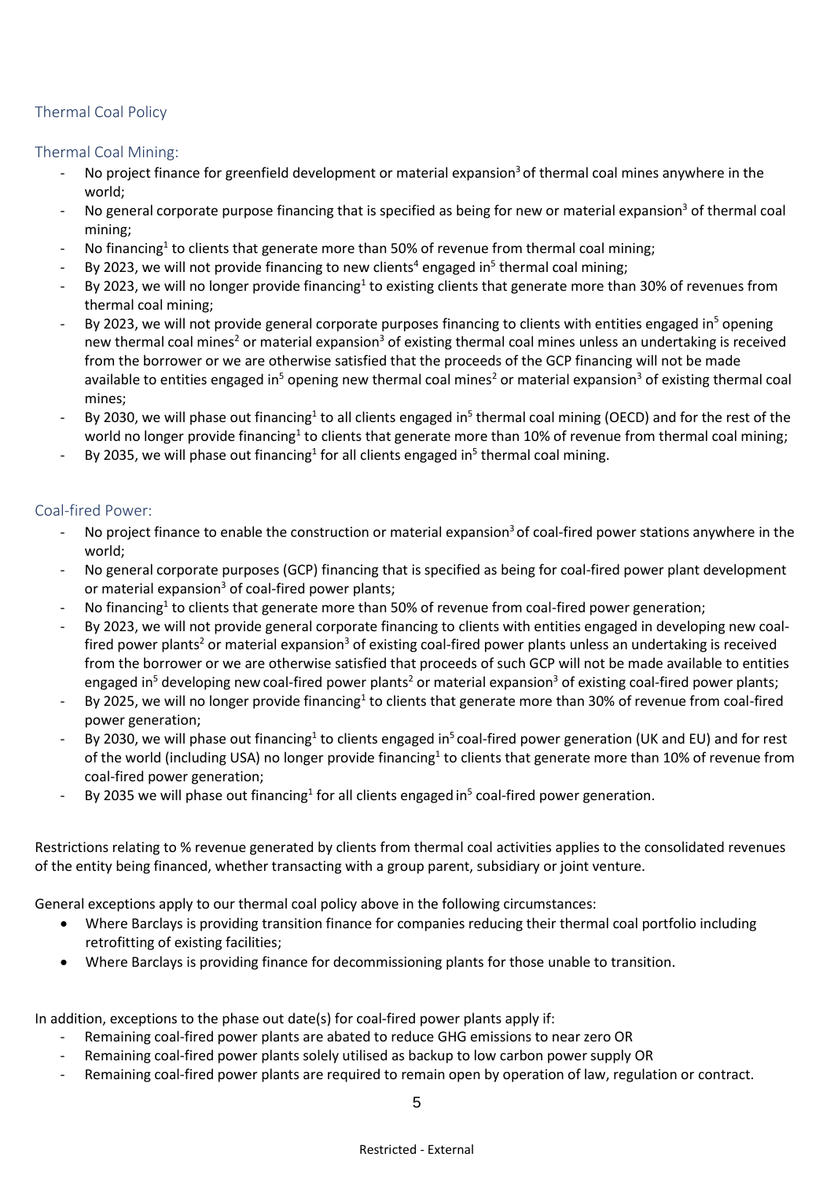## Thermal Coal Policy

### Thermal Coal Mining:

- No project finance for greenfield development or material expansion[3] of thermal coal mines anywhere in the world;
- No general corporate purpose financing that is specified as being for new or material expansion[3] of thermal coal mining;
- No financing[1] to clients that generate more than 50% of revenue from thermal coal mining;
- By 2023, we will not provide financing to new clients[4] engaged in[5] thermal coal mining;
- By 2023, we will no longer provide financing[1] to existing clients that generate more than 30% of revenues from thermal coal mining;
- By 2023, we will not provide general corporate purposes financing to clients with entities engaged in[5] opening new thermal coal mines[2] or material expansion[3] of existing thermal coal mines unless an undertaking is received from the borrower or we are otherwise satisfied that the proceeds of the GCP financing will not be made available to entities engaged in[5] opening new thermal coal mines[2] or material expansion[3] of existing thermal coal mines;
- By 2030, we will phase out financing[1] to all clients engaged in[5] thermal coal mining (OECD) and for the rest of the world no longer provide financing[1] to clients that generate more than 10% of revenue from thermal coal mining;
- By 2035, we will phase out financing[1] for all clients engaged in[5] thermal coal mining.

### Coal-fired Power:

- No project finance to enable the construction or material expansion[3] of coal-fired power stations anywhere in the world;
- No general corporate purposes (GCP) financing that is specified as being for coal-fired power plant development or material expansion[3] of coal-fired power plants;
- No financing[1] to clients that generate more than 50% of revenue from coal-fired power generation;
- By 2023, we will not provide general corporate financing to clients with entities engaged in developing new coal-fired power plants[2] or material expansion[3] of existing coal-fired power plants unless an undertaking is received from the borrower or we are otherwise satisfied that proceeds of such GCP will not be made available to entities engaged in[5] developing new coal-fired power plants[2] or material expansion[3] of existing coal-fired power plants;
- By 2025, we will no longer provide financing[1] to clients that generate more than 30% of revenue from coal-fired power generation;
- By 2030, we will phase out financing[1] to clients engaged in[5] coal-fired power generation (UK and EU) and for rest of the world (including USA) no longer provide financing[1] to clients that generate more than 10% of revenue from coal-fired power generation;
- By 2035 we will phase out financing[1] for all clients engaged in[5] coal-fired power generation.

Restrictions relating to % revenue generated by clients from thermal coal activities applies to the consolidated revenues of the entity being financed, whether transacting with a group parent, subsidiary or joint venture.

General exceptions apply to our thermal coal policy above in the following circumstances:

- Where Barclays is providing transition finance for companies reducing their thermal coal portfolio including retrofitting of existing facilities;
- Where Barclays is providing finance for decommissioning plants for those unable to transition.

In addition, exceptions to the phase out date(s) for coal-fired power plants apply if:

- Remaining coal-fired power plants are abated to reduce GHG emissions to near zero OR
- Remaining coal-fired power plants solely utilised as backup to low carbon power supply OR
- Remaining coal-fired power plants are required to remain open by operation of law, regulation or contract.

Restricted - External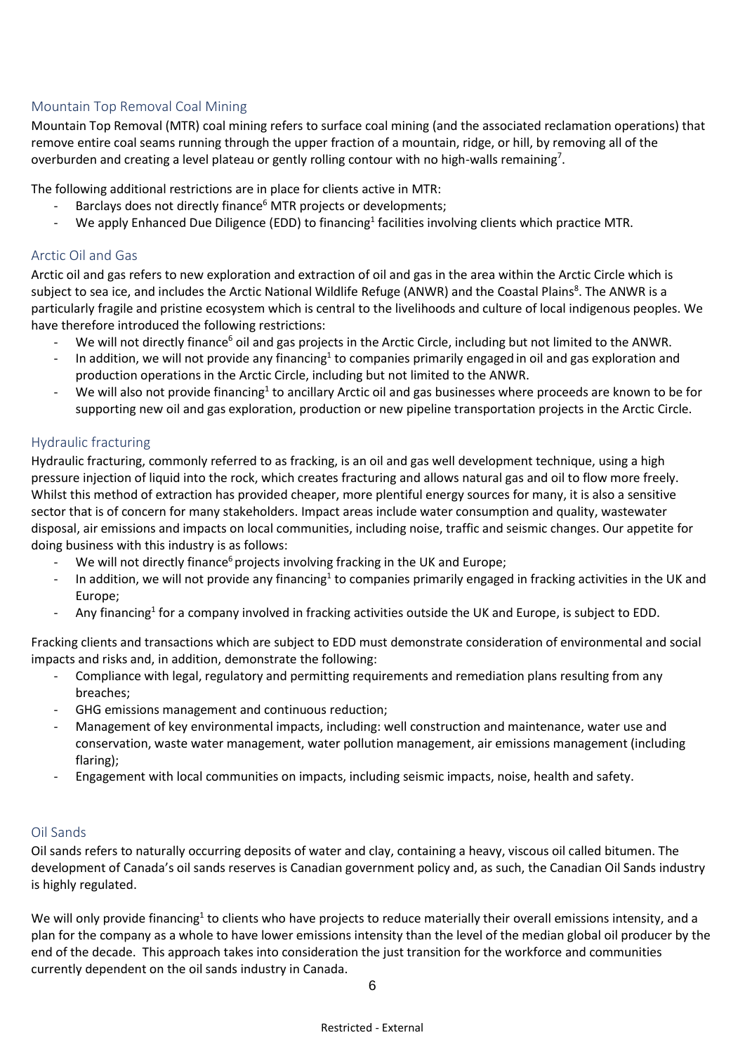## Mountain Top Removal Coal Mining

Mountain Top Removal (MTR) coal mining refers to surface coal mining (and the associated reclamation operations) that remove entire coal seams running through the upper fraction of a mountain, ridge, or hill, by removing all of the overburden and creating a level plateau or gently rolling contour with no high-walls remaining[7].

The following additional restrictions are in place for clients active in MTR:

- Barclays does not directly finance[6] MTR projects or developments;
- We apply Enhanced Due Diligence (EDD) to financing[1] facilities involving clients which practice MTR.

## Arctic Oil and Gas

Arctic oil and gas refers to new exploration and extraction of oil and gas in the area within the Arctic Circle which is subject to sea ice, and includes the Arctic National Wildlife Refuge (ANWR) and the Coastal Plains[8]. The ANWR is a particularly fragile and pristine ecosystem which is central to the livelihoods and culture of local indigenous peoples. We have therefore introduced the following restrictions:

- We will not directly finance[6] oil and gas projects in the Arctic Circle, including but not limited to the ANWR.
- In addition, we will not provide any financing[1] to companies primarily engaged in oil and gas exploration and production operations in the Arctic Circle, including but not limited to the ANWR.
- We will also not provide financing[1] to ancillary Arctic oil and gas businesses where proceeds are known to be for supporting new oil and gas exploration, production or new pipeline transportation projects in the Arctic Circle.

## Hydraulic fracturing

Hydraulic fracturing, commonly referred to as fracking, is an oil and gas well development technique, using a high pressure injection of liquid into the rock, which creates fracturing and allows natural gas and oil to flow more freely. Whilst this method of extraction has provided cheaper, more plentiful energy sources for many, it is also a sensitive sector that is of concern for many stakeholders. Impact areas include water consumption and quality, wastewater disposal, air emissions and impacts on local communities, including noise, traffic and seismic changes. Our appetite for doing business with this industry is as follows:

- We will not directly finance[6] projects involving fracking in the UK and Europe;
- In addition, we will not provide any financing[1] to companies primarily engaged in fracking activities in the UK and Europe;
- Any financing[1] for a company involved in fracking activities outside the UK and Europe, is subject to EDD.

Fracking clients and transactions which are subject to EDD must demonstrate consideration of environmental and social impacts and risks and, in addition, demonstrate the following:

- Compliance with legal, regulatory and permitting requirements and remediation plans resulting from any breaches;
- GHG emissions management and continuous reduction;
- Management of key environmental impacts, including: well construction and maintenance, water use and conservation, waste water management, water pollution management, air emissions management (including flaring);
- Engagement with local communities on impacts, including seismic impacts, noise, health and safety.

## Oil Sands

Oil sands refers to naturally occurring deposits of water and clay, containing a heavy, viscous oil called bitumen. The development of Canada's oil sands reserves is Canadian government policy and, as such, the Canadian Oil Sands industry is highly regulated.

We will only provide financing[1] to clients who have projects to reduce materially their overall emissions intensity, and a plan for the company as a whole to have lower emissions intensity than the level of the median global oil producer by the end of the decade. This approach takes into consideration the just transition for the workforce and communities currently dependent on the oil sands industry in Canada.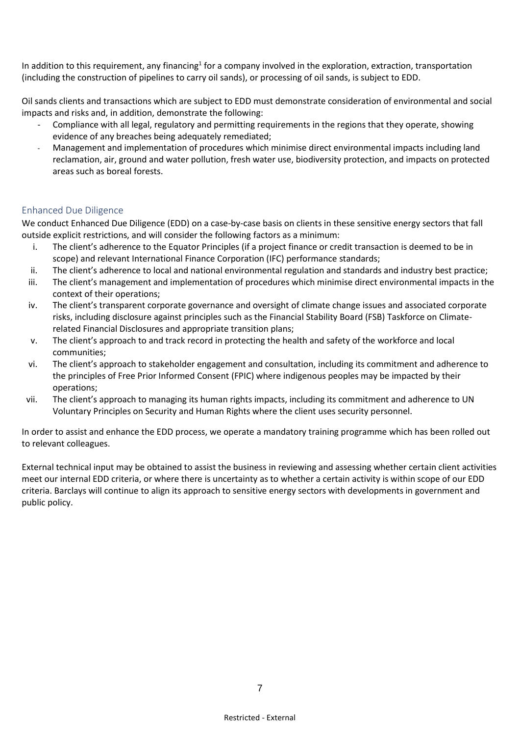In addition to this requirement, any financing[1] for a company involved in the exploration, extraction, transportation (including the construction of pipelines to carry oil sands), or processing of oil sands, is subject to EDD.

Oil sands clients and transactions which are subject to EDD must demonstrate consideration of environmental and social impacts and risks and, in addition, demonstrate the following:

- Compliance with all legal, regulatory and permitting requirements in the regions that they operate, showing evidence of any breaches being adequately remediated;
- Management and implementation of procedures which minimise direct environmental impacts including land reclamation, air, ground and water pollution, fresh water use, biodiversity protection, and impacts on protected areas such as boreal forests.

## Enhanced Due Diligence

We conduct Enhanced Due Diligence (EDD) on a case-by-case basis on clients in these sensitive energy sectors that fall outside explicit restrictions, and will consider the following factors as a minimum:

i. The client's adherence to the Equator Principles (if a project finance or credit transaction is deemed to be in scope) and relevant International Finance Corporation (IFC) performance standards;
ii. The client's adherence to local and national environmental regulation and standards and industry best practice;
iii. The client's management and implementation of procedures which minimise direct environmental impacts in the context of their operations;
iv. The client's transparent corporate governance and oversight of climate change issues and associated corporate risks, including disclosure against principles such as the Financial Stability Board (FSB) Taskforce on Climate-related Financial Disclosures and appropriate transition plans;
v. The client's approach to and track record in protecting the health and safety of the workforce and local communities;
vi. The client's approach to stakeholder engagement and consultation, including its commitment and adherence to the principles of Free Prior Informed Consent (FPIC) where indigenous peoples may be impacted by their operations;
vii. The client's approach to managing its human rights impacts, including its commitment and adherence to UN Voluntary Principles on Security and Human Rights where the client uses security personnel.

In order to assist and enhance the EDD process, we operate a mandatory training programme which has been rolled out to relevant colleagues.

External technical input may be obtained to assist the business in reviewing and assessing whether certain client activities meet our internal EDD criteria, or where there is uncertainty as to whether a certain activity is within scope of our EDD criteria. Barclays will continue to align its approach to sensitive energy sectors with developments in government and public policy.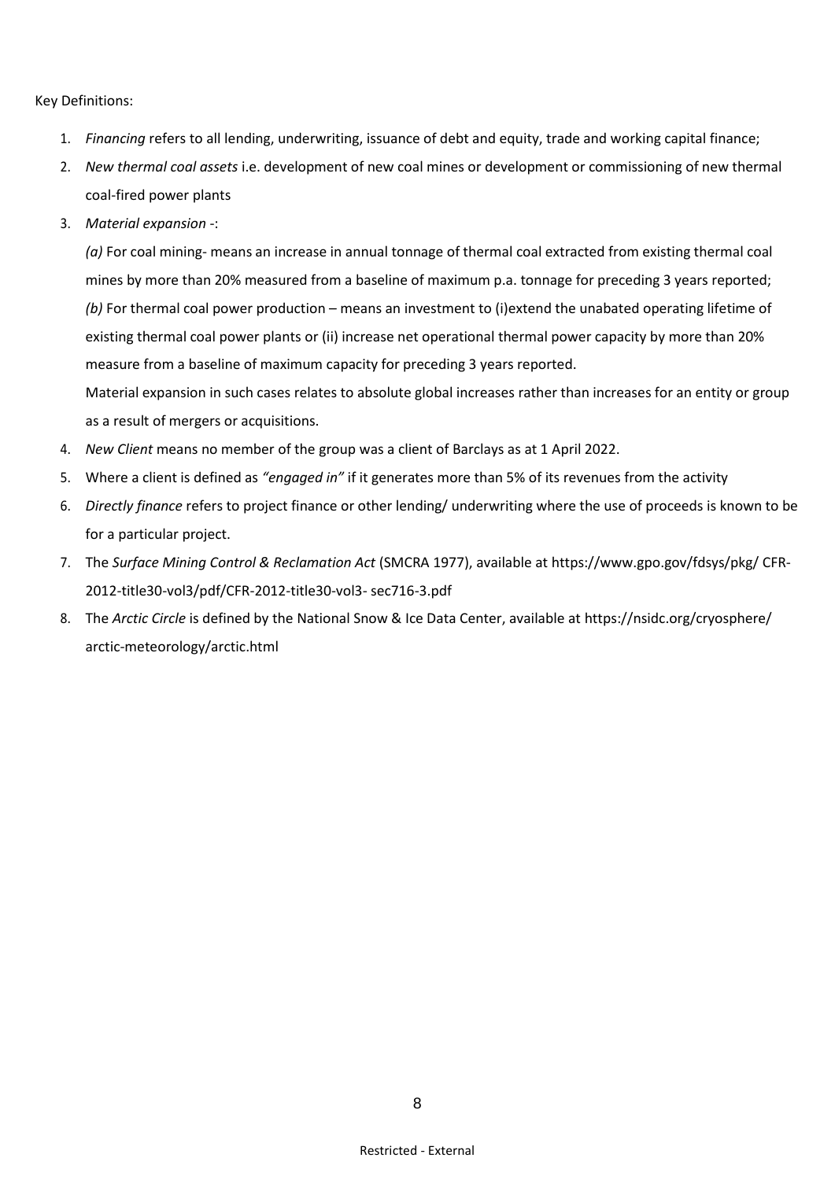Key Definitions:

1. *Financing* refers to all lending, underwriting, issuance of debt and equity, trade and working capital finance;
2. *New thermal coal assets* i.e. development of new coal mines or development or commissioning of new thermal coal-fired power plants
3. *Material expansion* -:

   *(a)* For coal mining- means an increase in annual tonnage of thermal coal extracted from existing thermal coal mines by more than 20% measured from a baseline of maximum p.a. tonnage for preceding 3 years reported;

   *(b)* For thermal coal power production – means an investment to (i)extend the unabated operating lifetime of existing thermal coal power plants or (ii) increase net operational thermal power capacity by more than 20% measure from a baseline of maximum capacity for preceding 3 years reported.

   Material expansion in such cases relates to absolute global increases rather than increases for an entity or group as a result of mergers or acquisitions.
4. *New Client* means no member of the group was a client of Barclays as at 1 April 2022.
5. Where a client is defined as *"engaged in"* if it generates more than 5% of its revenues from the activity
6. *Directly finance* refers to project finance or other lending/ underwriting where the use of proceeds is known to be for a particular project.
7. The *Surface Mining Control & Reclamation Act* (SMCRA 1977), available at https://www.gpo.gov/fdsys/pkg/ CFR-2012-title30-vol3/pdf/CFR-2012-title30-vol3- sec716-3.pdf
8. The *Arctic Circle* is defined by the National Snow & Ice Data Center, available at https://nsidc.org/cryosphere/ arctic-meteorology/arctic.html